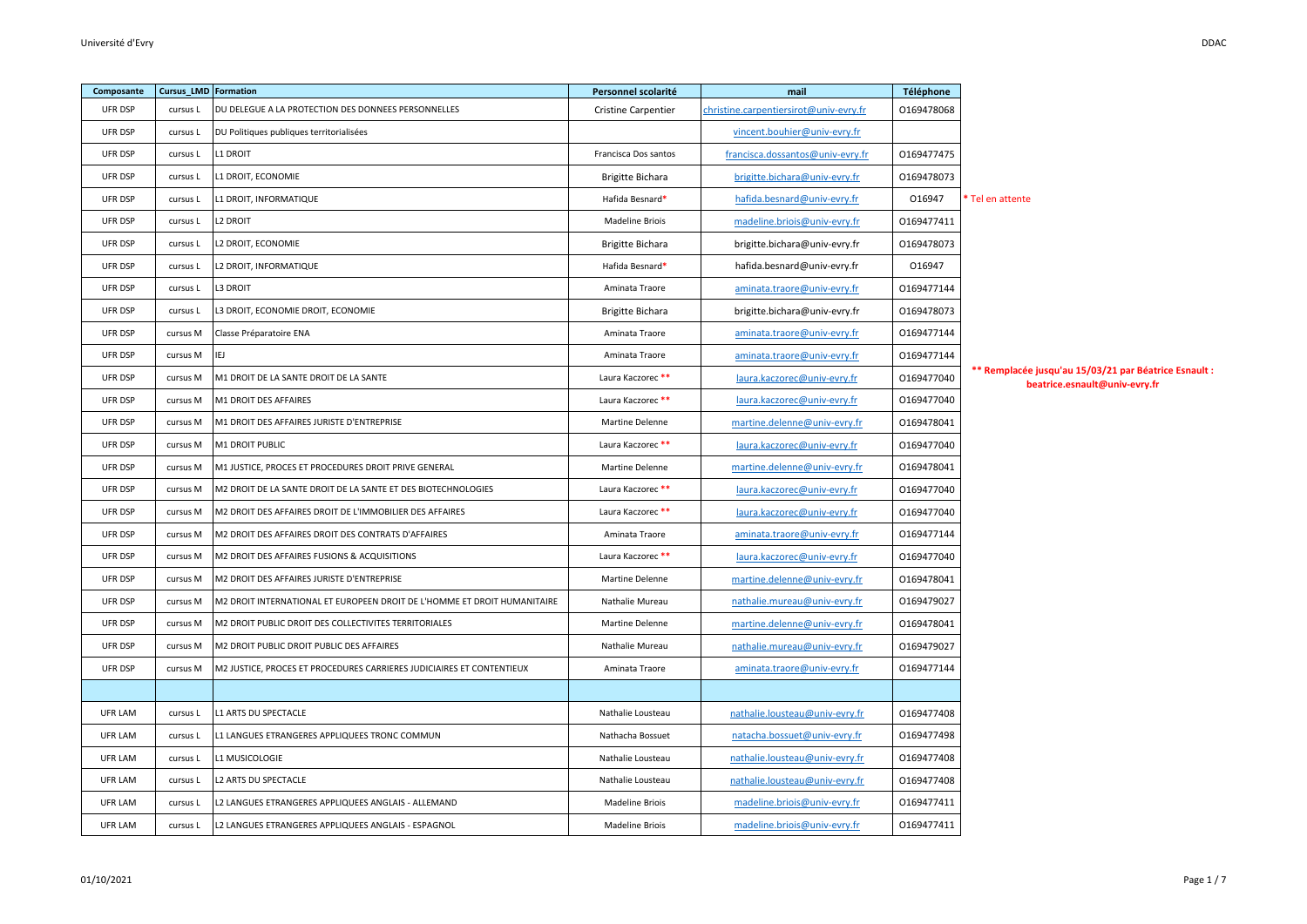| Composante | Cursus_LMD | Formation | Personnel scolarité | mail | Téléphone |
| --- | --- | --- | --- | --- | --- |
| UFR DSP | cursus L | DU DELEGUE A LA PROTECTION DES DONNEES PERSONNELLES | Cristine Carpentier | christine.carpentiersirot@univ-evry.fr | O169478068 |
| UFR DSP | cursus L | DU Politiques publiques territorialisées | | vincent.bouhier@univ-evry.fr | |
| UFR DSP | cursus L | L1 DROIT | Francisca Dos santos | francisca.dossantos@univ-evry.fr | O169477475 |
| UFR DSP | cursus L | L1 DROIT, ECONOMIE | Brigitte Bichara | brigitte.bichara@univ-evry.fr | O169478073 |
| UFR DSP | cursus L | L1 DROIT, INFORMATIQUE | Hafida Besnard* | hafida.besnard@univ-evry.fr | O16947 |
| UFR DSP | cursus L | L2 DROIT | Madeline Briois | madeline.briois@univ-evry.fr | O169477411 |
| UFR DSP | cursus L | L2 DROIT, ECONOMIE | Brigitte Bichara | brigitte.bichara@univ-evry.fr | O169478073 |
| UFR DSP | cursus L | L2 DROIT, INFORMATIQUE | Hafida Besnard* | hafida.besnard@univ-evry.fr | O16947 |
| UFR DSP | cursus L | L3 DROIT | Aminata Traore | aminata.traore@univ-evry.fr | O169477144 |
| UFR DSP | cursus L | L3 DROIT, ECONOMIE DROIT, ECONOMIE | Brigitte Bichara | brigitte.bichara@univ-evry.fr | O169478073 |
| UFR DSP | cursus M | Classe Préparatoire ENA | Aminata Traore | aminata.traore@univ-evry.fr | O169477144 |
| UFR DSP | cursus M | IEJ | Aminata Traore | aminata.traore@univ-evry.fr | O169477144 |
| UFR DSP | cursus M | M1 DROIT DE LA SANTE DROIT DE LA SANTE | Laura Kaczorec ** | laura.kaczorec@univ-evry.fr | O169477040 |
| UFR DSP | cursus M | M1 DROIT DES AFFAIRES | Laura Kaczorec ** | laura.kaczorec@univ-evry.fr | O169477040 |
| UFR DSP | cursus M | M1 DROIT DES AFFAIRES JURISTE D'ENTREPRISE | Martine Delenne | martine.delenne@univ-evry.fr | O169478041 |
| UFR DSP | cursus M | M1 DROIT PUBLIC | Laura Kaczorec ** | laura.kaczorec@univ-evry.fr | O169477040 |
| UFR DSP | cursus M | M1 JUSTICE, PROCES ET PROCEDURES DROIT PRIVE GENERAL | Martine Delenne | martine.delenne@univ-evry.fr | O169478041 |
| UFR DSP | cursus M | M2 DROIT DE LA SANTE DROIT DE LA SANTE ET DES BIOTECHNOLOGIES | Laura Kaczorec ** | laura.kaczorec@univ-evry.fr | O169477040 |
| UFR DSP | cursus M | M2 DROIT DES AFFAIRES DROIT DE L'IMMOBILIER DES AFFAIRES | Laura Kaczorec ** | laura.kaczorec@univ-evry.fr | O169477040 |
| UFR DSP | cursus M | M2 DROIT DES AFFAIRES DROIT DES CONTRATS D'AFFAIRES | Aminata Traore | aminata.traore@univ-evry.fr | O169477144 |
| UFR DSP | cursus M | M2 DROIT DES AFFAIRES FUSIONS & ACQUISITIONS | Laura Kaczorec ** | laura.kaczorec@univ-evry.fr | O169477040 |
| UFR DSP | cursus M | M2 DROIT DES AFFAIRES JURISTE D'ENTREPRISE | Martine Delenne | martine.delenne@univ-evry.fr | O169478041 |
| UFR DSP | cursus M | M2 DROIT INTERNATIONAL ET EUROPEEN DROIT DE L'HOMME ET DROIT HUMANITAIRE | Nathalie Mureau | nathalie.mureau@univ-evry.fr | O169479027 |
| UFR DSP | cursus M | M2 DROIT PUBLIC DROIT DES COLLECTIVITES TERRITORIALES | Martine Delenne | martine.delenne@univ-evry.fr | O169478041 |
| UFR DSP | cursus M | M2 DROIT PUBLIC DROIT PUBLIC DES AFFAIRES | Nathalie Mureau | nathalie.mureau@univ-evry.fr | O169479027 |
| UFR DSP | cursus M | M2 JUSTICE, PROCES ET PROCEDURES CARRIERES JUDICIAIRES ET CONTENTIEUX | Aminata Traore | aminata.traore@univ-evry.fr | O169477144 |
| | | | | | |
| UFR LAM | cursus L | L1 ARTS DU SPECTACLE | Nathalie Lousteau | nathalie.lousteau@univ-evry.fr | O169477408 |
| UFR LAM | cursus L | L1 LANGUES ETRANGERES APPLIQUEES TRONC COMMUN | Nathacha Bossuet | natacha.bossuet@univ-evry.fr | O169477498 |
| UFR LAM | cursus L | L1 MUSICOLOGIE | Nathalie Lousteau | nathalie.lousteau@univ-evry.fr | O169477408 |
| UFR LAM | cursus L | L2 ARTS DU SPECTACLE | Nathalie Lousteau | nathalie.lousteau@univ-evry.fr | O169477408 |
| UFR LAM | cursus L | L2 LANGUES ETRANGERES APPLIQUEES ANGLAIS - ALLEMAND | Madeline Briois | madeline.briois@univ-evry.fr | O169477411 |
| UFR LAM | cursus L | L2 LANGUES ETRANGERES APPLIQUEES ANGLAIS - ESPAGNOL | Madeline Briois | madeline.briois@univ-evry.fr | O169477411 |

* Tel en attente

** Remplacée jusqu'au 15/03/21 par Béatrice Esnault : beatrice.esnault@univ-evry.fr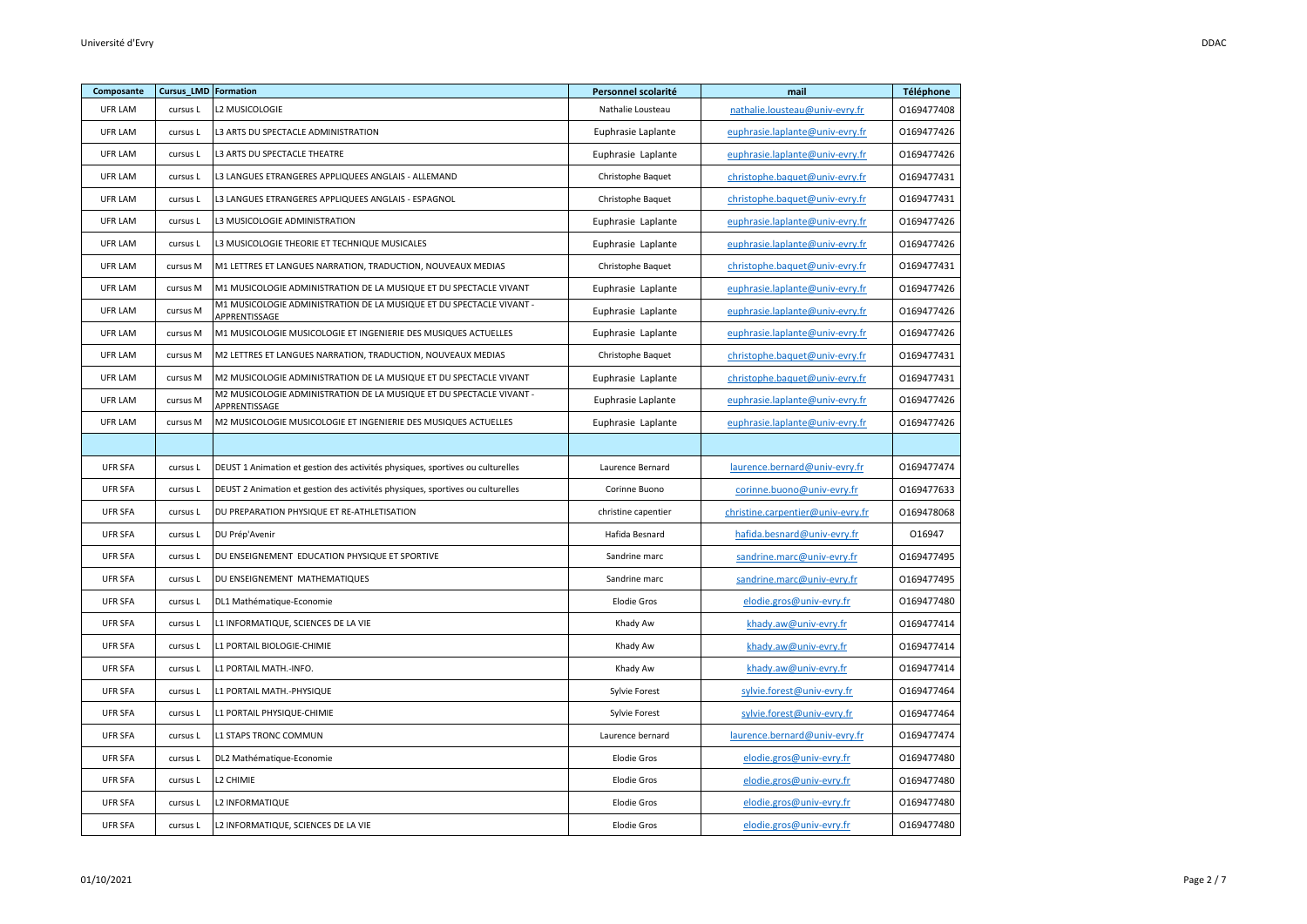| Composante | Cursus_LMD | Formation | Personnel scolarité | mail | Téléphone |
|---|---|---|---|---|---|
| UFR LAM | cursus L | L2 MUSICOLOGIE | Nathalie Lousteau | nathalie.lousteau@univ-evry.fr | O169477408 |
| UFR LAM | cursus L | L3 ARTS DU SPECTACLE ADMINISTRATION | Euphrasie Laplante | euphrasie.laplante@univ-evry.fr | O169477426 |
| UFR LAM | cursus L | L3 ARTS DU SPECTACLE THEATRE | Euphrasie Laplante | euphrasie.laplante@univ-evry.fr | O169477426 |
| UFR LAM | cursus L | L3 LANGUES ETRANGERES APPLIQUEES ANGLAIS - ALLEMAND | Christophe Baquet | christophe.baquet@univ-evry.fr | O169477431 |
| UFR LAM | cursus L | L3 LANGUES ETRANGERES APPLIQUEES ANGLAIS - ESPAGNOL | Christophe Baquet | christophe.baquet@univ-evry.fr | O169477431 |
| UFR LAM | cursus L | L3 MUSICOLOGIE ADMINISTRATION | Euphrasie Laplante | euphrasie.laplante@univ-evry.fr | O169477426 |
| UFR LAM | cursus L | L3 MUSICOLOGIE THEORIE ET TECHNIQUE MUSICALES | Euphrasie Laplante | euphrasie.laplante@univ-evry.fr | O169477426 |
| UFR LAM | cursus M | M1 LETTRES ET LANGUES NARRATION, TRADUCTION, NOUVEAUX MEDIAS | Christophe Baquet | christophe.baquet@univ-evry.fr | O169477431 |
| UFR LAM | cursus M | M1 MUSICOLOGIE ADMINISTRATION DE LA MUSIQUE ET DU SPECTACLE VIVANT | Euphrasie Laplante | euphrasie.laplante@univ-evry.fr | O169477426 |
| UFR LAM | cursus M | M1 MUSICOLOGIE ADMINISTRATION DE LA MUSIQUE ET DU SPECTACLE VIVANT - APPRENTISSAGE | Euphrasie Laplante | euphrasie.laplante@univ-evry.fr | O169477426 |
| UFR LAM | cursus M | M1 MUSICOLOGIE MUSICOLOGIE ET INGENIERIE DES MUSIQUES ACTUELLES | Euphrasie Laplante | euphrasie.laplante@univ-evry.fr | O169477426 |
| UFR LAM | cursus M | M2 LETTRES ET LANGUES NARRATION, TRADUCTION, NOUVEAUX MEDIAS | Christophe Baquet | christophe.baquet@univ-evry.fr | O169477431 |
| UFR LAM | cursus M | M2 MUSICOLOGIE ADMINISTRATION DE LA MUSIQUE ET DU SPECTACLE VIVANT | Euphrasie Laplante | christophe.baquet@univ-evry.fr | O169477431 |
| UFR LAM | cursus M | M2 MUSICOLOGIE ADMINISTRATION DE LA MUSIQUE ET DU SPECTACLE VIVANT - APPRENTISSAGE | Euphrasie Laplante | euphrasie.laplante@univ-evry.fr | O169477426 |
| UFR LAM | cursus M | M2 MUSICOLOGIE MUSICOLOGIE ET INGENIERIE DES MUSIQUES ACTUELLES | Euphrasie Laplante | euphrasie.laplante@univ-evry.fr | O169477426 |
| | | | | | |
| UFR SFA | cursus L | DEUST 1 Animation et gestion des activités physiques, sportives ou culturelles | Laurence Bernard | laurence.bernard@univ-evry.fr | O169477474 |
| UFR SFA | cursus L | DEUST 2 Animation et gestion des activités physiques, sportives ou culturelles | Corinne Buono | corinne.buono@univ-evry.fr | O169477633 |
| UFR SFA | cursus L | DU PREPARATION PHYSIQUE ET RE-ATHLETISATION | christine capentier | christine.carpentier@univ-evry.fr | O169478068 |
| UFR SFA | cursus L | DU Prép'Avenir | Hafida Besnard | hafida.besnard@univ-evry.fr | O16947 |
| UFR SFA | cursus L | DU ENSEIGNEMENT EDUCATION PHYSIQUE ET SPORTIVE | Sandrine marc | sandrine.marc@univ-evry.fr | O169477495 |
| UFR SFA | cursus L | DU ENSEIGNEMENT MATHEMATIQUES | Sandrine marc | sandrine.marc@univ-evry.fr | O169477495 |
| UFR SFA | cursus L | DL1 Mathématique-Economie | Elodie Gros | elodie.gros@univ-evry.fr | O169477480 |
| UFR SFA | cursus L | L1 INFORMATIQUE, SCIENCES DE LA VIE | Khady Aw | khady.aw@univ-evry.fr | O169477414 |
| UFR SFA | cursus L | L1 PORTAIL BIOLOGIE-CHIMIE | Khady Aw | khady.aw@univ-evry.fr | O169477414 |
| UFR SFA | cursus L | L1 PORTAIL MATH.-INFO. | Khady Aw | khady.aw@univ-evry.fr | O169477414 |
| UFR SFA | cursus L | L1 PORTAIL MATH.-PHYSIQUE | Sylvie Forest | sylvie.forest@univ-evry.fr | O169477464 |
| UFR SFA | cursus L | L1 PORTAIL PHYSIQUE-CHIMIE | Sylvie Forest | sylvie.forest@univ-evry.fr | O169477464 |
| UFR SFA | cursus L | L1 STAPS TRONC COMMUN | Laurence bernard | laurence.bernard@univ-evry.fr | O169477474 |
| UFR SFA | cursus L | DL2 Mathématique-Economie | Elodie Gros | elodie.gros@univ-evry.fr | O169477480 |
| UFR SFA | cursus L | L2 CHIMIE | Elodie Gros | elodie.gros@univ-evry.fr | O169477480 |
| UFR SFA | cursus L | L2 INFORMATIQUE | Elodie Gros | elodie.gros@univ-evry.fr | O169477480 |
| UFR SFA | cursus L | L2 INFORMATIQUE, SCIENCES DE LA VIE | Elodie Gros | elodie.gros@univ-evry.fr | O169477480 |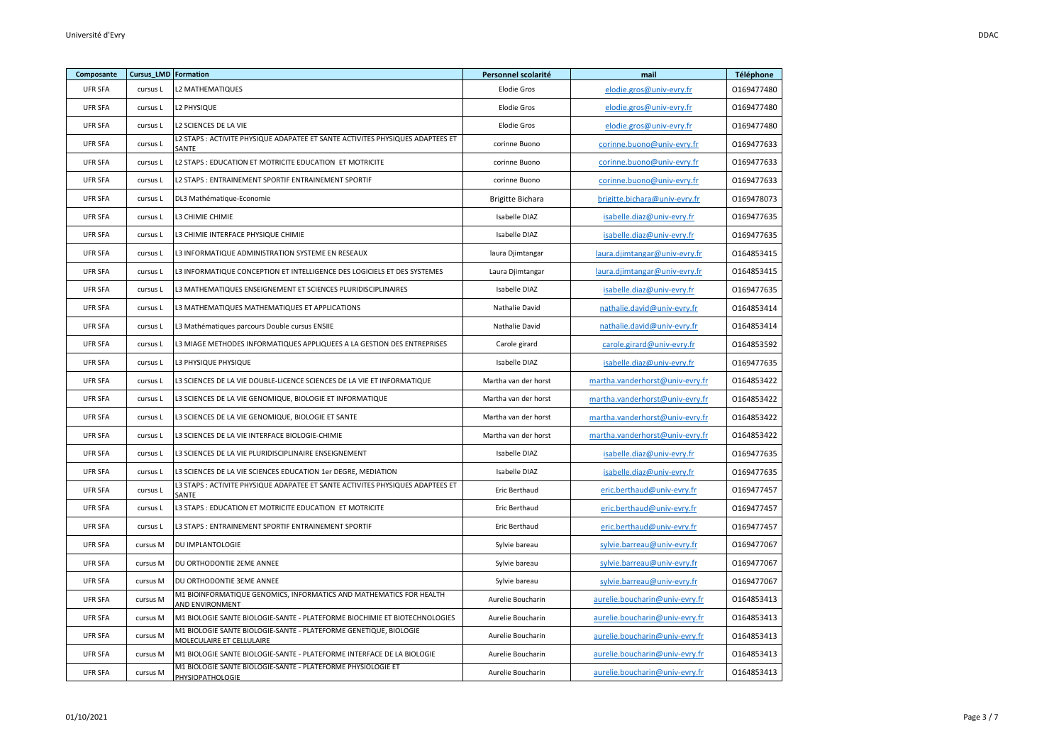| Composante | Cursus_LMD | Formation | Personnel scolarité | mail | Téléphone |
|---|---|---|---|---|---|
| UFR SFA | cursus L | L2 MATHEMATIQUES | Elodie Gros | elodie.gros@univ-evry.fr | O169477480 |
| UFR SFA | cursus L | L2 PHYSIQUE | Elodie Gros | elodie.gros@univ-evry.fr | O169477480 |
| UFR SFA | cursus L | L2 SCIENCES DE LA VIE | Elodie Gros | elodie.gros@univ-evry.fr | O169477480 |
| UFR SFA | cursus L | L2 STAPS : ACTIVITE PHYSIQUE ADAPATEE ET SANTE ACTIVITES PHYSIQUES ADAPTEES ET SANTE | corinne Buono | corinne.buono@univ-evry.fr | O169477633 |
| UFR SFA | cursus L | L2 STAPS : EDUCATION ET MOTRICITE EDUCATION ET MOTRICITE | corinne Buono | corinne.buono@univ-evry.fr | O169477633 |
| UFR SFA | cursus L | L2 STAPS : ENTRAINEMENT SPORTIF ENTRAINEMENT SPORTIF | corinne Buono | corinne.buono@univ-evry.fr | O169477633 |
| UFR SFA | cursus L | DL3 Mathématique-Economie | Brigitte Bichara | brigitte.bichara@univ-evry.fr | O169478073 |
| UFR SFA | cursus L | L3 CHIMIE CHIMIE | Isabelle DIAZ | isabelle.diaz@univ-evry.fr | O169477635 |
| UFR SFA | cursus L | L3 CHIMIE INTERFACE PHYSIQUE CHIMIE | Isabelle DIAZ | isabelle.diaz@univ-evry.fr | O169477635 |
| UFR SFA | cursus L | L3 INFORMATIQUE ADMINISTRATION SYSTEME EN RESEAUX | laura Djimtangar | laura.djimtangar@univ-evry.fr | O164853415 |
| UFR SFA | cursus L | L3 INFORMATIQUE CONCEPTION ET INTELLIGENCE DES LOGICIELS ET DES SYSTEMES | Laura Djimtangar | laura.djimtangar@univ-evry.fr | O164853415 |
| UFR SFA | cursus L | L3 MATHEMATIQUES ENSEIGNEMENT ET SCIENCES PLURIDISCIPLINAIRES | Isabelle DIAZ | isabelle.diaz@univ-evry.fr | O169477635 |
| UFR SFA | cursus L | L3 MATHEMATIQUES MATHEMATIQUES ET APPLICATIONS | Nathalie David | nathalie.david@univ-evry.fr | O164853414 |
| UFR SFA | cursus L | L3 Mathématiques parcours Double cursus ENSIIE | Nathalie David | nathalie.david@univ-evry.fr | O164853414 |
| UFR SFA | cursus L | L3 MIAGE METHODES INFORMATIQUES APPLIQUEES A LA GESTION DES ENTREPRISES | Carole girard | carole.girard@univ-evry.fr | O164853592 |
| UFR SFA | cursus L | L3 PHYSIQUE PHYSIQUE | Isabelle DIAZ | isabelle.diaz@univ-evry.fr | O169477635 |
| UFR SFA | cursus L | L3 SCIENCES DE LA VIE DOUBLE-LICENCE SCIENCES DE LA VIE ET INFORMATIQUE | Martha van der horst | martha.vanderhorst@univ-evry.fr | O164853422 |
| UFR SFA | cursus L | L3 SCIENCES DE LA VIE GENOMIQUE, BIOLOGIE ET INFORMATIQUE | Martha van der horst | martha.vanderhorst@univ-evry.fr | O164853422 |
| UFR SFA | cursus L | L3 SCIENCES DE LA VIE GENOMIQUE, BIOLOGIE ET SANTE | Martha van der horst | martha.vanderhorst@univ-evry.fr | O164853422 |
| UFR SFA | cursus L | L3 SCIENCES DE LA VIE INTERFACE BIOLOGIE-CHIMIE | Martha van der horst | martha.vanderhorst@univ-evry.fr | O164853422 |
| UFR SFA | cursus L | L3 SCIENCES DE LA VIE PLURIDISCIPLINAIRE ENSEIGNEMENT | Isabelle DIAZ | isabelle.diaz@univ-evry.fr | O169477635 |
| UFR SFA | cursus L | L3 SCIENCES DE LA VIE SCIENCES EDUCATION 1er DEGRE, MEDIATION | Isabelle DIAZ | isabelle.diaz@univ-evry.fr | O169477635 |
| UFR SFA | cursus L | L3 STAPS : ACTIVITE PHYSIQUE ADAPATEE ET SANTE ACTIVITES PHYSIQUES ADAPTEES ET SANTE | Eric Berthaud | eric.berthaud@univ-evry.fr | O169477457 |
| UFR SFA | cursus L | L3 STAPS : EDUCATION ET MOTRICITE EDUCATION ET MOTRICITE | Eric Berthaud | eric.berthaud@univ-evry.fr | O169477457 |
| UFR SFA | cursus L | L3 STAPS : ENTRAINEMENT SPORTIF ENTRAINEMENT SPORTIF | Eric Berthaud | eric.berthaud@univ-evry.fr | O169477457 |
| UFR SFA | cursus M | DU IMPLANTOLOGIE | Sylvie bareau | sylvie.barreau@univ-evry.fr | O169477067 |
| UFR SFA | cursus M | DU ORTHODONTIE 2EME ANNEE | Sylvie bareau | sylvie.barreau@univ-evry.fr | O169477067 |
| UFR SFA | cursus M | DU ORTHODONTIE 3EME ANNEE | Sylvie bareau | sylvie.barreau@univ-evry.fr | O169477067 |
| UFR SFA | cursus M | M1 BIOINFORMATIQUE GENOMICS, INFORMATICS AND MATHEMATICS FOR HEALTH AND ENVIRONMENT | Aurelie Boucharin | aurelie.boucharin@univ-evry.fr | O164853413 |
| UFR SFA | cursus M | M1 BIOLOGIE SANTE BIOLOGIE-SANTE - PLATEFORME BIOCHIMIE ET BIOTECHNOLOGIES | Aurelie Boucharin | aurelie.boucharin@univ-evry.fr | O164853413 |
| UFR SFA | cursus M | M1 BIOLOGIE SANTE BIOLOGIE-SANTE - PLATEFORME GENETIQUE, BIOLOGIE MOLECULAIRE ET CELLULAIRE | Aurelie Boucharin | aurelie.boucharin@univ-evry.fr | O164853413 |
| UFR SFA | cursus M | M1 BIOLOGIE SANTE BIOLOGIE-SANTE - PLATEFORME INTERFACE DE LA BIOLOGIE | Aurelie Boucharin | aurelie.boucharin@univ-evry.fr | O164853413 |
| UFR SFA | cursus M | M1 BIOLOGIE SANTE BIOLOGIE-SANTE - PLATEFORME PHYSIOLOGIE ET PHYSIOPATHOLOGIE | Aurelie Boucharin | aurelie.boucharin@univ-evry.fr | O164853413 |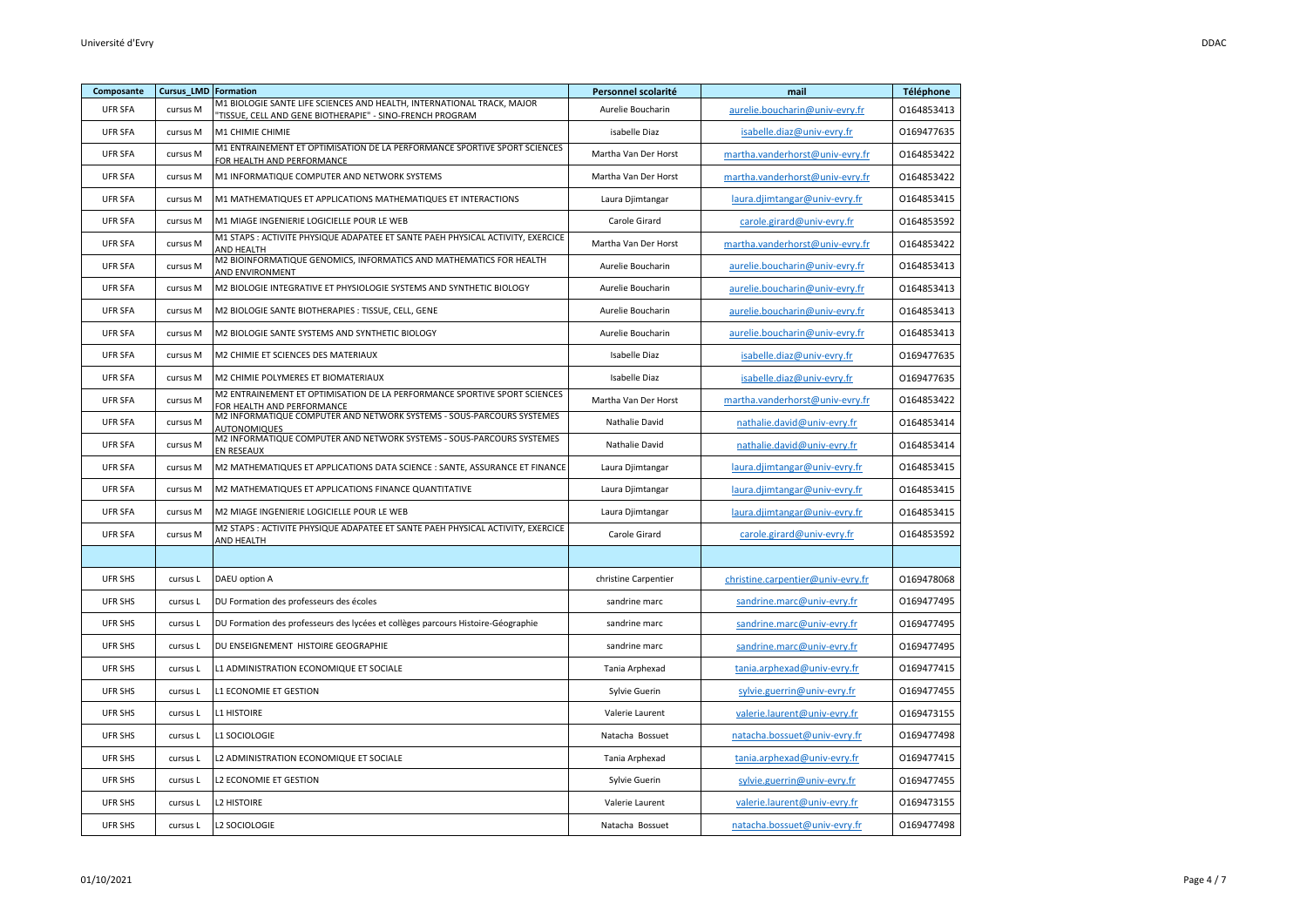| Composante | Cursus_LMD | Formation | Personnel scolarité | mail | Téléphone |
|---|---|---|---|---|---|
| UFR SFA | cursus M | M1 BIOLOGIE SANTE LIFE SCIENCES AND HEALTH, INTERNATIONAL TRACK, MAJOR "TISSUE, CELL AND GENE BIOTHERAPIE" - SINO-FRENCH PROGRAM | Aurelie Boucharin | aurelie.boucharin@univ-evry.fr | O164853413 |
| UFR SFA | cursus M | M1 CHIMIE CHIMIE | isabelle Diaz | isabelle.diaz@univ-evry.fr | O169477635 |
| UFR SFA | cursus M | M1 ENTRAINEMENT ET OPTIMISATION DE LA PERFORMANCE SPORTIVE SPORT SCIENCES FOR HEALTH AND PERFORMANCE | Martha Van Der Horst | martha.vanderhorst@univ-evry.fr | O164853422 |
| UFR SFA | cursus M | M1 INFORMATIQUE COMPUTER AND NETWORK SYSTEMS | Martha Van Der Horst | martha.vanderhorst@univ-evry.fr | O164853422 |
| UFR SFA | cursus M | M1 MATHEMATIQUES ET APPLICATIONS MATHEMATIQUES ET INTERACTIONS | Laura Djimtangar | laura.djimtangar@univ-evry.fr | O164853415 |
| UFR SFA | cursus M | M1 MIAGE INGENIERIE LOGICIELLE POUR LE WEB | Carole Girard | carole.girard@univ-evry.fr | O164853592 |
| UFR SFA | cursus M | M1 STAPS : ACTIVITE PHYSIQUE ADAPATEE ET SANTE PAEH PHYSICAL ACTIVITY, EXERCICE AND HEALTH | Martha Van Der Horst | martha.vanderhorst@univ-evry.fr | O164853422 |
| UFR SFA | cursus M | M2 BIOINFORMATIQUE GENOMICS, INFORMATICS AND MATHEMATICS FOR HEALTH AND ENVIRONMENT | Aurelie Boucharin | aurelie.boucharin@univ-evry.fr | O164853413 |
| UFR SFA | cursus M | M2 BIOLOGIE INTEGRATIVE ET PHYSIOLOGIE SYSTEMS AND SYNTHETIC BIOLOGY | Aurelie Boucharin | aurelie.boucharin@univ-evry.fr | O164853413 |
| UFR SFA | cursus M | M2 BIOLOGIE SANTE BIOTHERAPIES : TISSUE, CELL, GENE | Aurelie Boucharin | aurelie.boucharin@univ-evry.fr | O164853413 |
| UFR SFA | cursus M | M2 BIOLOGIE SANTE SYSTEMS AND SYNTHETIC BIOLOGY | Aurelie Boucharin | aurelie.boucharin@univ-evry.fr | O164853413 |
| UFR SFA | cursus M | M2 CHIMIE ET SCIENCES DES MATERIAUX | Isabelle Diaz | isabelle.diaz@univ-evry.fr | O169477635 |
| UFR SFA | cursus M | M2 CHIMIE POLYMERES ET BIOMATERIAUX | Isabelle Diaz | isabelle.diaz@univ-evry.fr | O169477635 |
| UFR SFA | cursus M | M2 ENTRAINEMENT ET OPTIMISATION DE LA PERFORMANCE SPORTIVE SPORT SCIENCES FOR HEALTH AND PERFORMANCE | Martha Van Der Horst | martha.vanderhorst@univ-evry.fr | O164853422 |
| UFR SFA | cursus M | M2 INFORMATIQUE COMPUTER AND NETWORK SYSTEMS - SOUS-PARCOURS SYSTEMES AUTONOMIQUES | Nathalie David | nathalie.david@univ-evry.fr | O164853414 |
| UFR SFA | cursus M | M2 INFORMATIQUE COMPUTER AND NETWORK SYSTEMS - SOUS-PARCOURS SYSTEMES EN RESEAUX | Nathalie David | nathalie.david@univ-evry.fr | O164853414 |
| UFR SFA | cursus M | M2 MATHEMATIQUES ET APPLICATIONS DATA SCIENCE : SANTE, ASSURANCE ET FINANCE | Laura Djimtangar | laura.djimtangar@univ-evry.fr | O164853415 |
| UFR SFA | cursus M | M2 MATHEMATIQUES ET APPLICATIONS FINANCE QUANTITATIVE | Laura Djimtangar | laura.djimtangar@univ-evry.fr | O164853415 |
| UFR SFA | cursus M | M2 MIAGE INGENIERIE LOGICIELLE POUR LE WEB | Laura Djimtangar | laura.djimtangar@univ-evry.fr | O164853415 |
| UFR SFA | cursus M | M2 STAPS : ACTIVITE PHYSIQUE ADAPATEE ET SANTE PAEH PHYSICAL ACTIVITY, EXERCICE AND HEALTH | Carole Girard | carole.girard@univ-evry.fr | O164853592 |
| | | | | | |
| UFR SHS | cursus L | DAEU option A | christine Carpentier | christine.carpentier@univ-evry.fr | O169478068 |
| UFR SHS | cursus L | DU Formation des professeurs des écoles | sandrine marc | sandrine.marc@univ-evry.fr | O169477495 |
| UFR SHS | cursus L | DU Formation des professeurs des lycées et collèges parcours Histoire-Géographie | sandrine marc | sandrine.marc@univ-evry.fr | O169477495 |
| UFR SHS | cursus L | DU ENSEIGNEMENT HISTOIRE GEOGRAPHIE | sandrine marc | sandrine.marc@univ-evry.fr | O169477495 |
| UFR SHS | cursus L | L1 ADMINISTRATION ECONOMIQUE ET SOCIALE | Tania Arphexad | tania.arphexad@univ-evry.fr | O169477415 |
| UFR SHS | cursus L | L1 ECONOMIE ET GESTION | Sylvie Guerin | sylvie.guerrin@univ-evry.fr | O169477455 |
| UFR SHS | cursus L | L1 HISTOIRE | Valerie Laurent | valerie.laurent@univ-evry.fr | O169473155 |
| UFR SHS | cursus L | L1 SOCIOLOGIE | Natacha Bossuet | natacha.bossuet@univ-evry.fr | O169477498 |
| UFR SHS | cursus L | L2 ADMINISTRATION ECONOMIQUE ET SOCIALE | Tania Arphexad | tania.arphexad@univ-evry.fr | O169477415 |
| UFR SHS | cursus L | L2 ECONOMIE ET GESTION | Sylvie Guerin | sylvie.guerrin@univ-evry.fr | O169477455 |
| UFR SHS | cursus L | L2 HISTOIRE | Valerie Laurent | valerie.laurent@univ-evry.fr | O169473155 |
| UFR SHS | cursus L | L2 SOCIOLOGIE | Natacha Bossuet | natacha.bossuet@univ-evry.fr | O169477498 |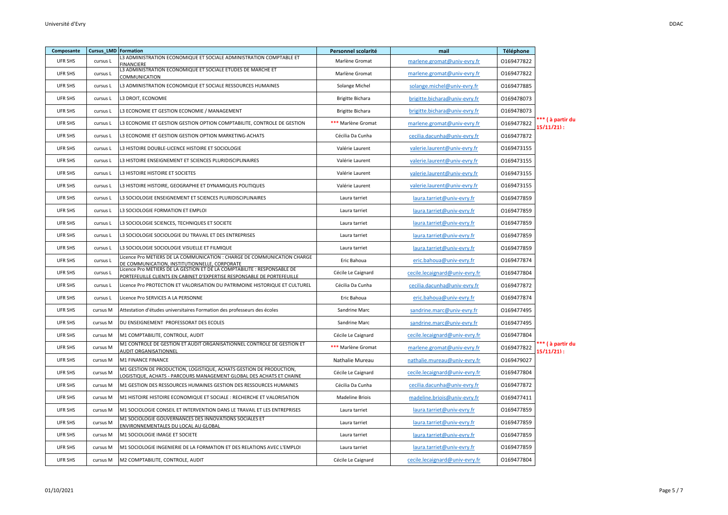| Composante | Cursus_LMD | Formation | Personnel scolarité | mail | Téléphone | |
|---|---|---|---|---|---|---|
| UFR SHS | cursus L | L3 ADMINISTRATION ECONOMIQUE ET SOCIALE ADMINISTRATION COMPTABLE ET FINANCIERE | Marlène Gromat | marlene.gromat@univ-evry.fr | O169477822 | |
| UFR SHS | cursus L | L3 ADMINISTRATION ECONOMIQUE ET SOCIALE ETUDES DE MARCHE ET COMMUNICATION | Marlène Gromat | marlene.gromat@univ-evry.fr | O169477822 | |
| UFR SHS | cursus L | L3 ADMINISTRATION ECONOMIQUE ET SOCIALE RESSOURCES HUMAINES | Solange Michel | solange.michel@univ-evry.fr | O169477885 | |
| UFR SHS | cursus L | L3 DROIT, ECONOMIE | Brigitte Bichara | brigitte.bichara@univ-evry.fr | O169478073 | |
| UFR SHS | cursus L | L3 ECONOMIE ET GESTION ECONOMIE / MANAGEMENT | Brigitte Bichara | brigitte.bichara@univ-evry.fr | O169478073 | |
| UFR SHS | cursus L | L3 ECONOMIE ET GESTION GESTION OPTION COMPTABILITE, CONTROLE DE GESTION | *** Marlène Gromat | marlene.gromat@univ-evry.fr | O169477822 | *** ( à partir du 15/11/21) : |
| UFR SHS | cursus L | L3 ECONOMIE ET GESTION GESTION OPTION MARKETING-ACHATS | Cécilia Da Cunha | cecilia.dacunha@univ-evry.fr | O169477872 | |
| UFR SHS | cursus L | L3 HISTOIRE DOUBLE-LICENCE HISTOIRE ET SOCIOLOGIE | Valérie Laurent | valerie.laurent@univ-evry.fr | O169473155 | |
| UFR SHS | cursus L | L3 HISTOIRE ENSEIGNEMENT ET SCIENCES PLURIDISCIPLINAIRES | Valérie Laurent | valerie.laurent@univ-evry.fr | O169473155 | |
| UFR SHS | cursus L | L3 HISTOIRE HISTOIRE ET SOCIETES | Valérie Laurent | valerie.laurent@univ-evry.fr | O169473155 | |
| UFR SHS | cursus L | L3 HISTOIRE HISTOIRE, GEOGRAPHIE ET DYNAMIQUES POLITIQUES | Valérie Laurent | valerie.laurent@univ-evry.fr | O169473155 | |
| UFR SHS | cursus L | L3 SOCIOLOGIE ENSEIGNEMENT ET SCIENCES PLURIDISCIPLINAIRES | Laura tarriet | laura.tarriet@univ-evry.fr | O169477859 | |
| UFR SHS | cursus L | L3 SOCIOLOGIE FORMATION ET EMPLOI | Laura tarriet | laura.tarriet@univ-evry.fr | O169477859 | |
| UFR SHS | cursus L | L3 SOCIOLOGIE SCIENCES, TECHNIQUES ET SOCIETE | Laura tarriet | laura.tarriet@univ-evry.fr | O169477859 | |
| UFR SHS | cursus L | L3 SOCIOLOGIE SOCIOLOGIE DU TRAVAIL ET DES ENTREPRISES | Laura tarriet | laura.tarriet@univ-evry.fr | O169477859 | |
| UFR SHS | cursus L | L3 SOCIOLOGIE SOCIOLOGIE VISUELLE ET FILMIQUE | Laura tarriet | laura.tarriet@univ-evry.fr | O169477859 | |
| UFR SHS | cursus L | Licence Pro METIERS DE LA COMMUNICATION : CHARGE DE COMMUNICATION CHARGE DE COMMUNICATION, INSTITUTIONNELLE, CORPORATE | Eric Bahoua | eric.bahoua@univ-evry.fr | O169477874 | |
| UFR SHS | cursus L | Licence Pro METIERS DE LA GESTION ET DE LA COMPTABILITE : RESPONSABLE DE PORTEFEUILLE CLIENTS EN CABINET D'EXPERTISE RESPONSABLE DE PORTEFEUILLE | Cécile Le Caignard | cecile.lecaignard@univ-evry.fr | O169477804 | |
| UFR SHS | cursus L | Licence Pro PROTECTION ET VALORISATION DU PATRIMOINE HISTORIQUE ET CULTUREL | Cécilia Da Cunha | cecilia.dacunha@univ-evry.fr | O169477872 | |
| UFR SHS | cursus L | Licence Pro SERVICES A LA PERSONNE | Eric Bahoua | eric.bahoua@univ-evry.fr | O169477874 | |
| UFR SHS | cursus M | Attestation d'études universitaires Formation des professeurs des écoles | Sandrine Marc | sandrine.marc@univ-evry.fr | O169477495 | |
| UFR SHS | cursus M | DU ENSEIGNEMENT PROFESSORAT DES ECOLES | Sandrine Marc | sandrine.marc@univ-evry.fr | O169477495 | |
| UFR SHS | cursus M | M1 COMPTABILITE, CONTROLE, AUDIT | Cécile Le Caignard | cecile.lecaignard@univ-evry.fr | O169477804 | |
| UFR SHS | cursus M | M1 CONTROLE DE GESTION ET AUDIT ORGANISATIONNEL CONTROLE DE GESTION ET AUDIT ORGANISATIONNEL | *** Marlène Gromat | marlene.gromat@univ-evry.fr | O169477822 | *** ( à partir du 15/11/21) : |
| UFR SHS | cursus M | M1 FINANCE FINANCE | Nathalie Mureau | nathalie.mureau@univ-evry.fr | O169479027 | |
| UFR SHS | cursus M | M1 GESTION DE PRODUCTION, LOGISTIQUE, ACHATS GESTION DE PRODUCTION, LOGISTIQUE, ACHATS - PARCOURS MANAGEMENT GLOBAL DES ACHATS ET CHAINE | Cécile Le Caignard | cecile.lecaignard@univ-evry.fr | O169477804 | |
| UFR SHS | cursus M | M1 GESTION DES RESSOURCES HUMAINES GESTION DES RESSOURCES HUMAINES | Cécilia Da Cunha | cecilia.dacunha@univ-evry.fr | O169477872 | |
| UFR SHS | cursus M | M1 HISTOIRE HISTOIRE ECONOMIQUE ET SOCIALE : RECHERCHE ET VALORISATION | Madeline Briois | madeline.briois@univ-evry.fr | O169477411 | |
| UFR SHS | cursus M | M1 SOCIOLOGIE CONSEIL ET INTERVENTION DANS LE TRAVAIL ET LES ENTREPRISES | Laura tarriet | laura.tarriet@univ-evry.fr | O169477859 | |
| UFR SHS | cursus M | M1 SOCIOLOGIE GOUVERNANCES DES INNOVATIONS SOCIALES ET ENVIRONNEMENTALES DU LOCAL AU GLOBAL | Laura tarriet | laura.tarriet@univ-evry.fr | O169477859 | |
| UFR SHS | cursus M | M1 SOCIOLOGIE IMAGE ET SOCIETE | Laura tarriet | laura.tarriet@univ-evry.fr | O169477859 | |
| UFR SHS | cursus M | M1 SOCIOLOGIE INGENIERIE DE LA FORMATION ET DES RELATIONS AVEC L'EMPLOI | Laura tarriet | laura.tarriet@univ-evry.fr | O169477859 | |
| UFR SHS | cursus M | M2 COMPTABILITE, CONTROLE, AUDIT | Cécile Le Caignard | cecile.lecaignard@univ-evry.fr | O169477804 | |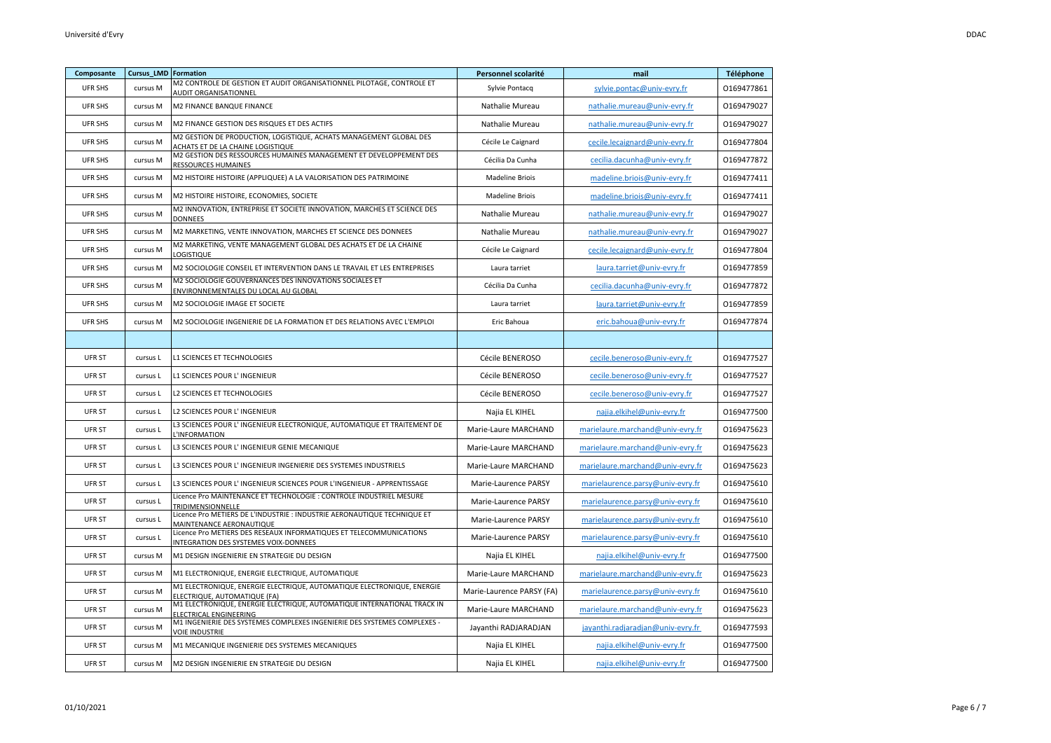| Composante | Cursus_LMD | Formation | Personnel scolarité | mail | Téléphone |
|---|---|---|---|---|---|
| UFR SHS | cursus M | M2 CONTROLE DE GESTION ET AUDIT ORGANISATIONNEL PILOTAGE, CONTROLE ET AUDIT ORGANISATIONNEL | Sylvie Pontacq | sylvie.pontac@univ-evry.fr | O169477861 |
| UFR SHS | cursus M | M2 FINANCE BANQUE FINANCE | Nathalie Mureau | nathalie.mureau@univ-evry.fr | O169479027 |
| UFR SHS | cursus M | M2 FINANCE GESTION DES RISQUES ET DES ACTIFS | Nathalie Mureau | nathalie.mureau@univ-evry.fr | O169479027 |
| UFR SHS | cursus M | M2 GESTION DE PRODUCTION, LOGISTIQUE, ACHATS MANAGEMENT GLOBAL DES ACHATS ET DE LA CHAINE LOGISTIQUE | Cécile Le Caignard | cecile.lecaignard@univ-evry.fr | O169477804 |
| UFR SHS | cursus M | M2 GESTION DES RESSOURCES HUMAINES MANAGEMENT ET DEVELOPPEMENT DES RESSOURCES HUMAINES | Cécilia Da Cunha | cecilia.dacunha@univ-evry.fr | O169477872 |
| UFR SHS | cursus M | M2 HISTOIRE HISTOIRE (APPLIQUEE) A LA VALORISATION DES PATRIMOINE | Madeline Briois | madeline.briois@univ-evry.fr | O169477411 |
| UFR SHS | cursus M | M2 HISTOIRE HISTOIRE, ECONOMIES, SOCIETE | Madeline Briois | madeline.briois@univ-evry.fr | O169477411 |
| UFR SHS | cursus M | M2 INNOVATION, ENTREPRISE ET SOCIETE INNOVATION, MARCHES ET SCIENCE DES DONNEES | Nathalie Mureau | nathalie.mureau@univ-evry.fr | O169479027 |
| UFR SHS | cursus M | M2 MARKETING, VENTE INNOVATION, MARCHES ET SCIENCE DES DONNEES | Nathalie Mureau | nathalie.mureau@univ-evry.fr | O169479027 |
| UFR SHS | cursus M | M2 MARKETING, VENTE MANAGEMENT GLOBAL DES ACHATS ET DE LA CHAINE LOGISTIQUE | Cécile Le Caignard | cecile.lecaignard@univ-evry.fr | O169477804 |
| UFR SHS | cursus M | M2 SOCIOLOGIE CONSEIL ET INTERVENTION DANS LE TRAVAIL ET LES ENTREPRISES | Laura tarriet | laura.tarriet@univ-evry.fr | O169477859 |
| UFR SHS | cursus M | M2 SOCIOLOGIE GOUVERNANCES DES INNOVATIONS SOCIALES ET ENVIRONNEMENTALES DU LOCAL AU GLOBAL | Cécilia Da Cunha | cecilia.dacunha@univ-evry.fr | O169477872 |
| UFR SHS | cursus M | M2 SOCIOLOGIE IMAGE ET SOCIETE | Laura tarriet | laura.tarriet@univ-evry.fr | O169477859 |
| UFR SHS | cursus M | M2 SOCIOLOGIE INGENIERIE DE LA FORMATION ET DES RELATIONS AVEC L'EMPLOI | Eric Bahoua | eric.bahoua@univ-evry.fr | O169477874 |
| | | | | | |
| UFR ST | cursus L | L1 SCIENCES ET TECHNOLOGIES | Cécile BENEROSO | cecile.beneroso@univ-evry.fr | O169477527 |
| UFR ST | cursus L | L1 SCIENCES POUR L' INGENIEUR | Cécile BENEROSO | cecile.beneroso@univ-evry.fr | O169477527 |
| UFR ST | cursus L | L2 SCIENCES ET TECHNOLOGIES | Cécile BENEROSO | cecile.beneroso@univ-evry.fr | O169477527 |
| UFR ST | cursus L | L2 SCIENCES POUR L' INGENIEUR | Najia EL KIHEL | najia.elkihel@univ-evry.fr | O169477500 |
| UFR ST | cursus L | L3 SCIENCES POUR L' INGENIEUR ELECTRONIQUE, AUTOMATIQUE ET TRAITEMENT DE L'INFORMATION | Marie-Laure MARCHAND | marielaure.marchand@univ-evry.fr | O169475623 |
| UFR ST | cursus L | L3 SCIENCES POUR L' INGENIEUR GENIE MECANIQUE | Marie-Laure MARCHAND | marielaure.marchand@univ-evry.fr | O169475623 |
| UFR ST | cursus L | L3 SCIENCES POUR L' INGENIEUR INGENIERIE DES SYSTEMES INDUSTRIELS | Marie-Laure MARCHAND | marielaure.marchand@univ-evry.fr | O169475623 |
| UFR ST | cursus L | L3 SCIENCES POUR L' INGENIEUR SCIENCES POUR L'INGENIEUR - APPRENTISSAGE | Marie-Laurence PARSY | marielaurence.parsy@univ-evry.fr | O169475610 |
| UFR ST | cursus L | Licence Pro MAINTENANCE ET TECHNOLOGIE : CONTROLE INDUSTRIEL MESURE TRIDIMENSIONNELLE | Marie-Laurence PARSY | marielaurence.parsy@univ-evry.fr | O169475610 |
| UFR ST | cursus L | Licence Pro METIERS DE L'INDUSTRIE : INDUSTRIE AERONAUTIQUE TECHNIQUE ET MAINTENANCE AERONAUTIQUE | Marie-Laurence PARSY | marielaurence.parsy@univ-evry.fr | O169475610 |
| UFR ST | cursus L | Licence Pro METIERS DES RESEAUX INFORMATIQUES ET TELECOMMUNICATIONS INTEGRATION DES SYSTEMES VOIX-DONNEES | Marie-Laurence PARSY | marielaurence.parsy@univ-evry.fr | O169475610 |
| UFR ST | cursus M | M1 DESIGN INGENIERIE EN STRATEGIE DU DESIGN | Najia EL KIHEL | najia.elkihel@univ-evry.fr | O169477500 |
| UFR ST | cursus M | M1 ELECTRONIQUE, ENERGIE ELECTRIQUE, AUTOMATIQUE | Marie-Laure MARCHAND | marielaure.marchand@univ-evry.fr | O169475623 |
| UFR ST | cursus M | M1 ELECTRONIQUE, ENERGIE ELECTRIQUE, AUTOMATIQUE ELECTRONIQUE, ENERGIE ELECTRIQUE, AUTOMATIQUE (FA) | Marie-Laurence PARSY (FA) | marielaurence.parsy@univ-evry.fr | O169475610 |
| UFR ST | cursus M | M1 ELECTRONIQUE, ENERGIE ELECTRIQUE, AUTOMATIQUE INTERNATIONAL TRACK IN ELECTRICAL ENGINEERING | Marie-Laure MARCHAND | marielaure.marchand@univ-evry.fr | O169475623 |
| UFR ST | cursus M | M1 INGENIERIE DES SYSTEMES COMPLEXES INGENIERIE DES SYSTEMES COMPLEXES - VOIE INDUSTRIE | Jayanthi RADJARADJAN | jayanthi.radjaradjan@univ-evry.fr | O169477593 |
| UFR ST | cursus M | M1 MECANIQUE INGENIERIE DES SYSTEMES MECANIQUES | Najia EL KIHEL | najia.elkihel@univ-evry.fr | O169477500 |
| UFR ST | cursus M | M2 DESIGN INGENIERIE EN STRATEGIE DU DESIGN | Najia EL KIHEL | najia.elkihel@univ-evry.fr | O169477500 |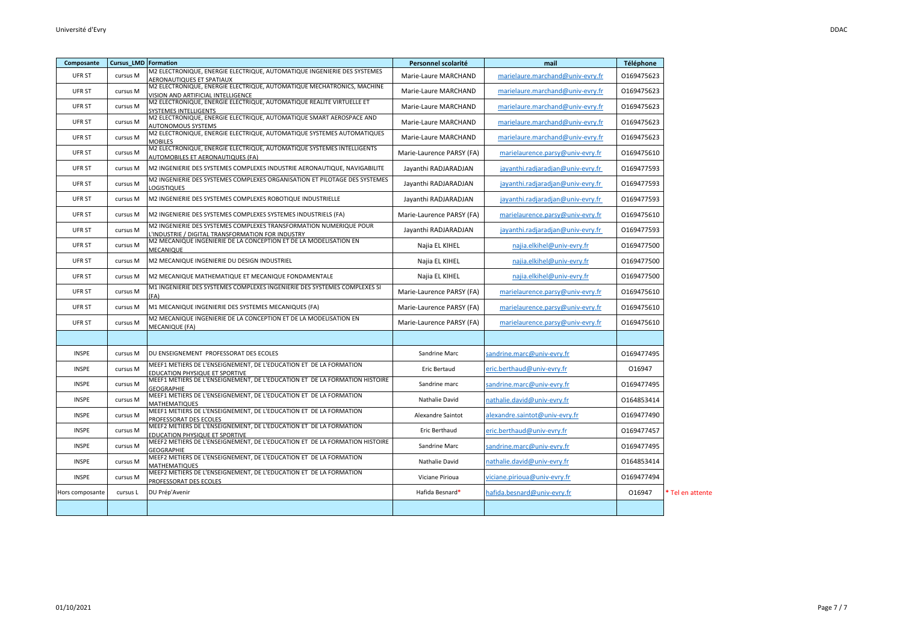| Composante | Cursus_LMD | Formation | Personnel scolarité | mail | Téléphone | |
|---|---|---|---|---|---|---|
| UFR ST | cursus M | M2 ELECTRONIQUE, ENERGIE ELECTRIQUE, AUTOMATIQUE INGENIERIE DES SYSTEMES AERONAUTIQUES ET SPATIAUX | Marie-Laure MARCHAND | marielaure.marchand@univ-evry.fr | O169475623 | |
| UFR ST | cursus M | M2 ELECTRONIQUE, ENERGIE ELECTRIQUE, AUTOMATIQUE MECHATRONICS, MACHINE VISION AND ARTIFICIAL INTELLIGENCE | Marie-Laure MARCHAND | marielaure.marchand@univ-evry.fr | O169475623 | |
| UFR ST | cursus M | M2 ELECTRONIQUE, ENERGIE ELECTRIQUE, AUTOMATIQUE REALITE VIRTUELLE ET SYSTEMES INTELLIGENTS | Marie-Laure MARCHAND | marielaure.marchand@univ-evry.fr | O169475623 | |
| UFR ST | cursus M | M2 ELECTRONIQUE, ENERGIE ELECTRIQUE, AUTOMATIQUE SMART AEROSPACE AND AUTONOMOUS SYSTEMS | Marie-Laure MARCHAND | marielaure.marchand@univ-evry.fr | O169475623 | |
| UFR ST | cursus M | M2 ELECTRONIQUE, ENERGIE ELECTRIQUE, AUTOMATIQUE SYSTEMES AUTOMATIQUES MOBILES | Marie-Laure MARCHAND | marielaure.marchand@univ-evry.fr | O169475623 | |
| UFR ST | cursus M | M2 ELECTRONIQUE, ENERGIE ELECTRIQUE, AUTOMATIQUE SYSTEMES INTELLIGENTS AUTOMOBILES ET AERONAUTIQUES (FA) | Marie-Laurence PARSY (FA) | marielaurence.parsy@univ-evry.fr | O169475610 | |
| UFR ST | cursus M | M2 INGENIERIE DES SYSTEMES COMPLEXES INDUSTRIE AERONAUTIQUE, NAVIGABILITE | Jayanthi RADJARADJAN | jayanthi.radjaradjan@univ-evry.fr | O169477593 | |
| UFR ST | cursus M | M2 INGENIERIE DES SYSTEMES COMPLEXES ORGANISATION ET PILOTAGE DES SYSTEMES LOGISTIQUES | Jayanthi RADJARADJAN | jayanthi.radjaradjan@univ-evry.fr | O169477593 | |
| UFR ST | cursus M | M2 INGENIERIE DES SYSTEMES COMPLEXES ROBOTIQUE INDUSTRIELLE | Jayanthi RADJARADJAN | jayanthi.radjaradjan@univ-evry.fr | O169477593 | |
| UFR ST | cursus M | M2 INGENIERIE DES SYSTEMES COMPLEXES SYSTEMES INDUSTRIELS (FA) | Marie-Laurence PARSY (FA) | marielaurence.parsy@univ-evry.fr | O169475610 | |
| UFR ST | cursus M | M2 INGENIERIE DES SYSTEMES COMPLEXES TRANSFORMATION NUMERIQUE POUR L'INDUSTRIE / DIGITAL TRANSFORMATION FOR INDUSTRY | Jayanthi RADJARADJAN | jayanthi.radjaradjan@univ-evry.fr | O169477593 | |
| UFR ST | cursus M | M2 MECANIQUE INGENIERIE DE LA CONCEPTION ET DE LA MODELISATION EN MECANIQUE | Najia EL KIHEL | najia.elkihel@univ-evry.fr | O169477500 | |
| UFR ST | cursus M | M2 MECANIQUE INGENIERIE DU DESIGN INDUSTRIEL | Najia EL KIHEL | najia.elkihel@univ-evry.fr | O169477500 | |
| UFR ST | cursus M | M2 MECANIQUE MATHEMATIQUE ET MECANIQUE FONDAMENTALE | Najia EL KIHEL | najia.elkihel@univ-evry.fr | O169477500 | |
| UFR ST | cursus M | M1 INGENIERIE DES SYSTEMES COMPLEXES INGENIERIE DES SYSTEMES COMPLEXES SI (FA) | Marie-Laurence PARSY (FA) | marielaurence.parsy@univ-evry.fr | O169475610 | |
| UFR ST | cursus M | M1 MECANIQUE INGENIERIE DES SYSTEMES MECANIQUES (FA) | Marie-Laurence PARSY (FA) | marielaurence.parsy@univ-evry.fr | O169475610 | |
| UFR ST | cursus M | M2 MECANIQUE INGENIERIE DE LA CONCEPTION ET DE LA MODELISATION EN MECANIQUE (FA) | Marie-Laurence PARSY (FA) | marielaurence.parsy@univ-evry.fr | O169475610 | |
| | | | | | | |
| INSPE | cursus M | DU ENSEIGNEMENT PROFESSORAT DES ECOLES | Sandrine Marc | sandrine.marc@univ-evry.fr | O169477495 | |
| INSPE | cursus M | MEEF1 METIERS DE L'ENSEIGNEMENT, DE L'EDUCATION ET DE LA FORMATION EDUCATION PHYSIQUE ET SPORTIVE | Eric Bertaud | eric.berthaud@univ-evry.fr | O16947 | |
| INSPE | cursus M | MEEF1 METIERS DE L'ENSEIGNEMENT, DE L'EDUCATION ET DE LA FORMATION HISTOIRE GEOGRAPHIE | Sandrine marc | sandrine.marc@univ-evry.fr | O169477495 | |
| INSPE | cursus M | MEEF1 METIERS DE L'ENSEIGNEMENT, DE L'EDUCATION ET DE LA FORMATION MATHEMATIQUES | Nathalie David | nathalie.david@univ-evry.fr | O164853414 | |
| INSPE | cursus M | MEEF1 METIERS DE L'ENSEIGNEMENT, DE L'EDUCATION ET DE LA FORMATION PROFESSORAT DES ECOLES | Alexandre Saintot | alexandre.saintot@univ-evry.fr | O169477490 | |
| INSPE | cursus M | MEEF2 METIERS DE L'ENSEIGNEMENT, DE L'EDUCATION ET DE LA FORMATION EDUCATION PHYSIQUE ET SPORTIVE | Eric Berthaud | eric.berthaud@univ-evry.fr | O169477457 | |
| INSPE | cursus M | MEEF2 METIERS DE L'ENSEIGNEMENT, DE L'EDUCATION ET DE LA FORMATION HISTOIRE GEOGRAPHIE | Sandrine Marc | sandrine.marc@univ-evry.fr | O169477495 | |
| INSPE | cursus M | MEEF2 METIERS DE L'ENSEIGNEMENT, DE L'EDUCATION ET DE LA FORMATION MATHEMATIQUES | Nathalie David | nathalie.david@univ-evry.fr | O164853414 | |
| INSPE | cursus M | MEEF2 METIERS DE L'ENSEIGNEMENT, DE L'EDUCATION ET DE LA FORMATION PROFESSORAT DES ECOLES | Viciane Pirioua | viciane.pirioua@univ-evry.fr | O169477494 | |
| Hors composante | cursus L | DU Prép'Avenir | Hafida Besnard* | hafida.besnard@univ-evry.fr | O16947 | * Tel en attente |
| | | | | | | |